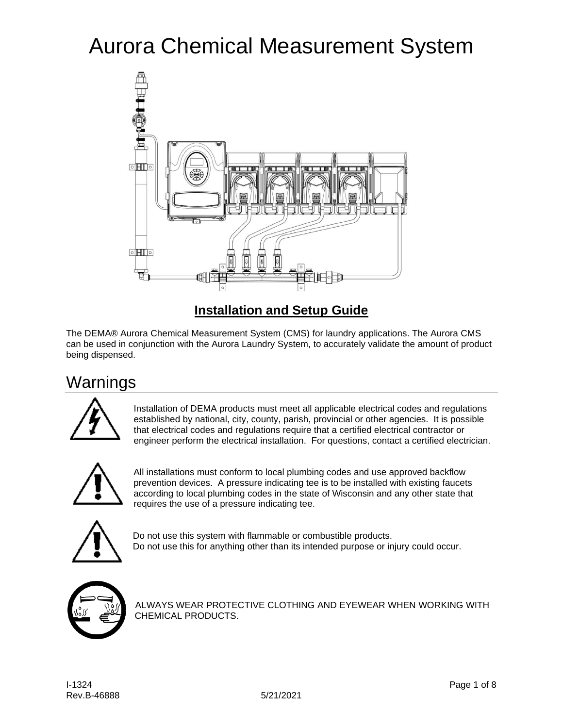# Aurora Chemical Measurement System

## **Installation and Setup Guide**

The DEMA® Aurora Chemical Measurement System (CMS) for laundry applications. The Aurora CMS can be used in conjunction with the Aurora Laundry System, to accurately validate the amount of product being dispensed.

# Warnings

Installation of DEMA products must meet all applicable electrical codes and regulations established by national, city, county, parish, provincial or other agencies. It is possible that electrical codes and regulations require that a certified electrical contractor or engineer perform the electrical installation. For questions, contact a certified electrician.

All installations must conform to local plumbing codes and use approved backflow prevention devices. A pressure indicating tee is to be installed with existing faucets according to local plumbing codes in the state of Wisconsin and any other state that requires the use of a pressure indicating tee.

Do not use this system with flammable or combustible products.
Do not use this for anything other than its intended purpose or injury could occur.

ALWAYS WEAR PROTECTIVE CLOTHING AND EYEWEAR WHEN WORKING WITH CHEMICAL PRODUCTS.

I-1324
Rev.B-46888 5/21/2021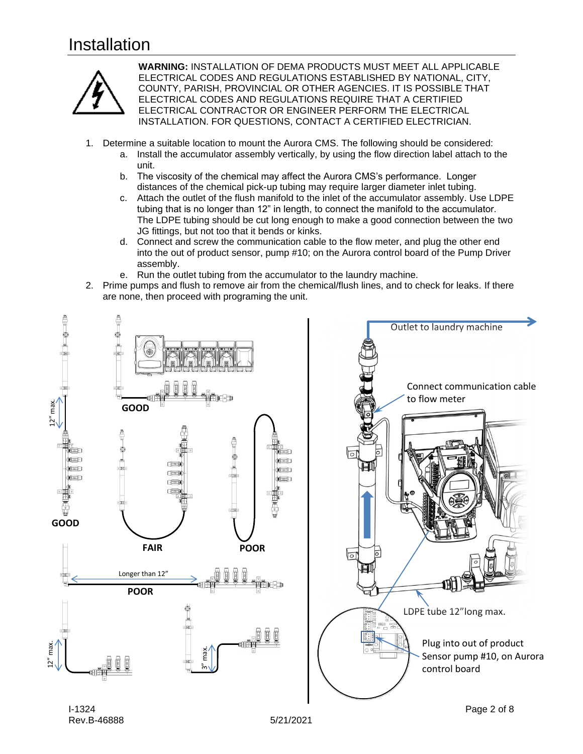# Installation

**WARNING:** INSTALLATION OF DEMA PRODUCTS MUST MEET ALL APPLICABLE ELECTRICAL CODES AND REGULATIONS ESTABLISHED BY NATIONAL, CITY, COUNTY, PARISH, PROVINCIAL OR OTHER AGENCIES. IT IS POSSIBLE THAT ELECTRICAL CODES AND REGULATIONS REQUIRE THAT A CERTIFIED ELECTRICAL CONTRACTOR OR ENGINEER PERFORM THE ELECTRICAL INSTALLATION. FOR QUESTIONS, CONTACT A CERTIFIED ELECTRICIAN.

1. Determine a suitable location to mount the Aurora CMS. The following should be considered:
   a. Install the accumulator assembly vertically, by using the flow direction label attach to the unit.
   b. The viscosity of the chemical may affect the Aurora CMS's performance. Longer distances of the chemical pick-up tubing may require larger diameter inlet tubing.
   c. Attach the outlet of the flush manifold to the inlet of the accumulator assembly. Use LDPE tubing that is no longer than 12" in length, to connect the manifold to the accumulator. The LDPE tubing should be cut long enough to make a good connection between the two JG fittings, but not too that it bends or kinks.
   d. Connect and screw the communication cable to the flow meter, and plug the other end into the out of product sensor, pump #10; on the Aurora control board of the Pump Driver assembly.
   e. Run the outlet tubing from the accumulator to the laundry machine.
2. Prime pumps and flush to remove air from the chemical/flush lines, and to check for leaks. If there are none, then proceed with programing the unit.

12" max. GOOD

GOOD

FAIR

POOR

Longer than 12"

POOR

12" max.

3" max.

Outlet to laundry machine

Connect communication cable to flow meter

LDPE tube 12"long max.

Plug into out of product Sensor pump #10, on Aurora control board

I-1324
Rev.B-46888 5/21/2021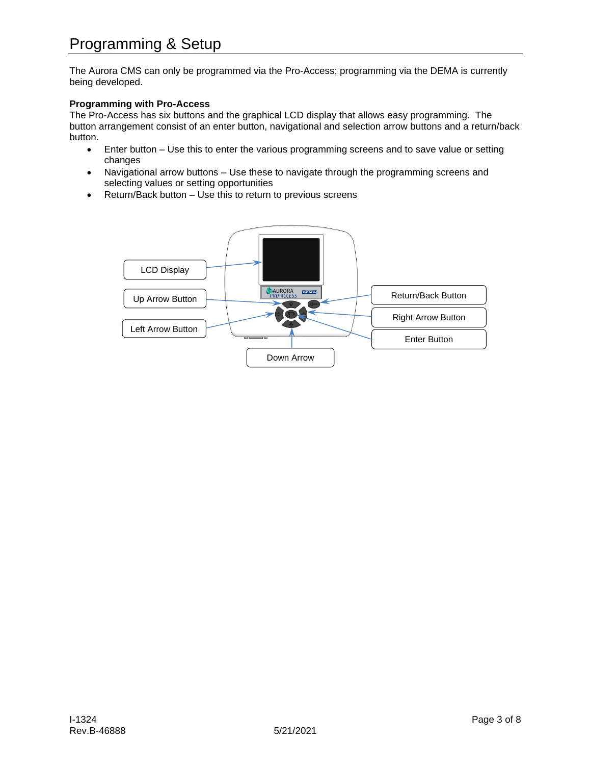# Programming & Setup

The Aurora CMS can only be programmed via the Pro-Access; programming via the DEMA is currently being developed.

**Programming with Pro-Access**

The Pro-Access has six buttons and the graphical LCD display that allows easy programming. The button arrangement consist of an enter button, navigational and selection arrow buttons and a return/back button.

- Enter button – Use this to enter the various programming screens and to save value or setting changes
- Navigational arrow buttons – Use these to navigate through the programming screens and selecting values or setting opportunities
- Return/Back button – Use this to return to previous screens

LCD Display

Up Arrow Button

Left Arrow Button

Return/Back Button

Right Arrow Button

Enter Button

Down Arrow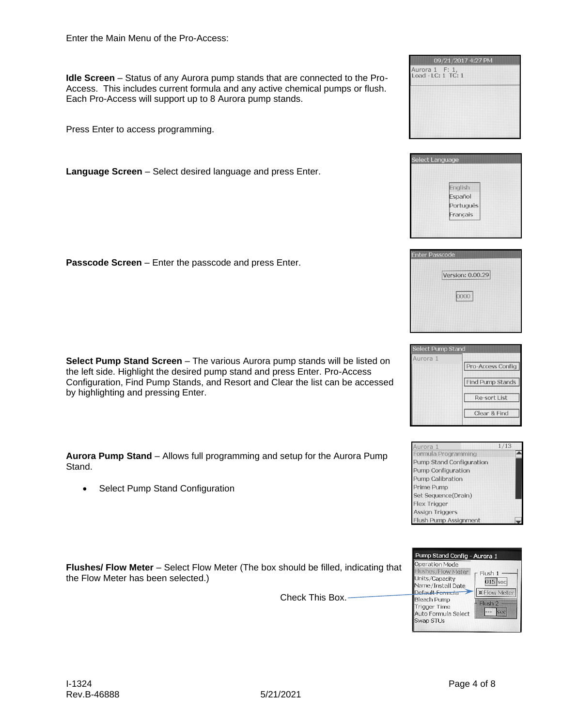Enter the Main Menu of the Pro-Access:

**Idle Screen** – Status of any Aurora pump stands that are connected to the Pro-Access. This includes current formula and any active chemical pumps or flush. Each Pro-Access will support up to 8 Aurora pump stands.

Press Enter to access programming.

**Language Screen** – Select desired language and press Enter.

**Passcode Screen** – Enter the passcode and press Enter.

**Select Pump Stand Screen** – The various Aurora pump stands will be listed on the left side. Highlight the desired pump stand and press Enter. Pro-Access Configuration, Find Pump Stands, and Resort and Clear the list can be accessed by highlighting and pressing Enter.

**Aurora Pump Stand** – Allows full programming and setup for the Aurora Pump Stand.

- Select Pump Stand Configuration

**Flushes/ Flow Meter** – Select Flow Meter (The box should be filled, indicating that the Flow Meter has been selected.)

Check This Box.

I-1324
Rev.B-46888 5/21/2021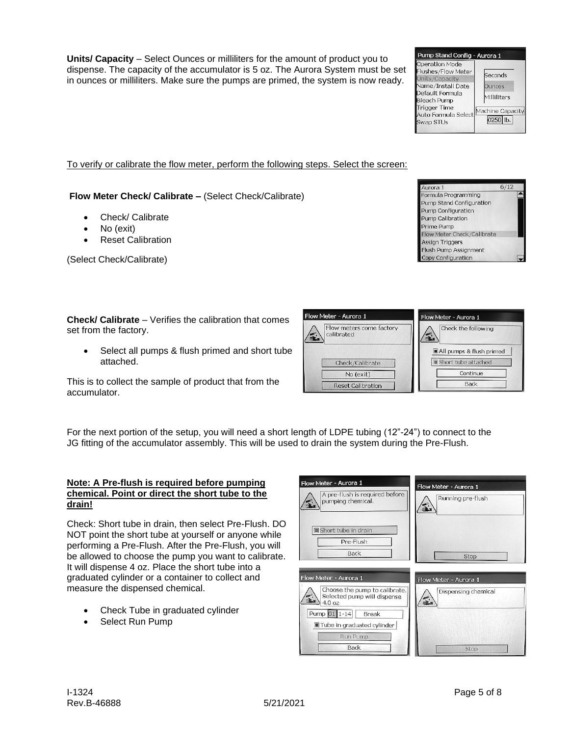**Units/ Capacity** – Select Ounces or milliliters for the amount of product you to dispense. The capacity of the accumulator is 5 oz. The Aurora System must be set in ounces or milliliters. Make sure the pumps are primed, the system is now ready.

To verify or calibrate the flow meter, perform the following steps. Select the screen:

**Flow Meter Check/ Calibrate –** (Select Check/Calibrate)

- Check/ Calibrate
- No (exit)
- Reset Calibration

(Select Check/Calibrate)

**Check/ Calibrate** – Verifies the calibration that comes set from the factory.

- Select all pumps & flush primed and short tube attached.

This is to collect the sample of product that from the accumulator.

For the next portion of the setup, you will need a short length of LDPE tubing (12"-24") to connect to the JG fitting of the accumulator assembly. This will be used to drain the system during the Pre-Flush.

**Note: A Pre-flush is required before pumping chemical. Point or direct the short tube to the drain!**

Check: Short tube in drain, then select Pre-Flush. DO NOT point the short tube at yourself or anyone while performing a Pre-Flush. After the Pre-Flush, you will be allowed to choose the pump you want to calibrate. It will dispense 4 oz. Place the short tube into a graduated cylinder or a container to collect and measure the dispensed chemical.

- Check Tube in graduated cylinder
- Select Run Pump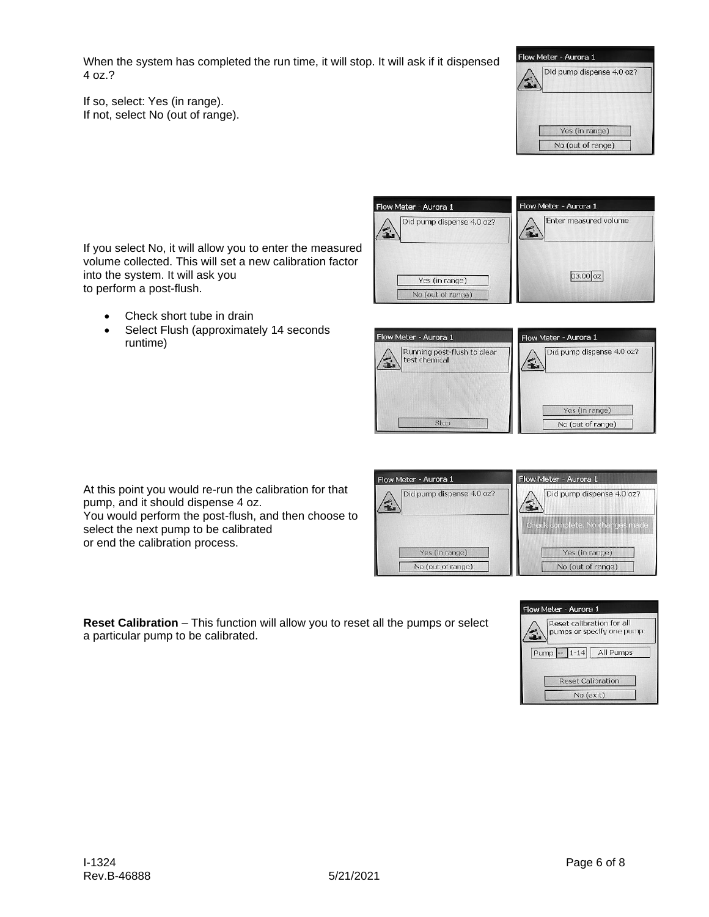When the system has completed the run time, it will stop. It will ask if it dispensed 4 oz.?

If so, select: Yes (in range).
If not, select No (out of range).

If you select No, it will allow you to enter the measured volume collected. This will set a new calibration factor into the system. It will ask you to perform a post-flush.

- Check short tube in drain
- Select Flush (approximately 14 seconds runtime)

At this point you would re-run the calibration for that pump, and it should dispense 4 oz.
You would perform the post-flush, and then choose to select the next pump to be calibrated or end the calibration process.

**Reset Calibration** – This function will allow you to reset all the pumps or select a particular pump to be calibrated.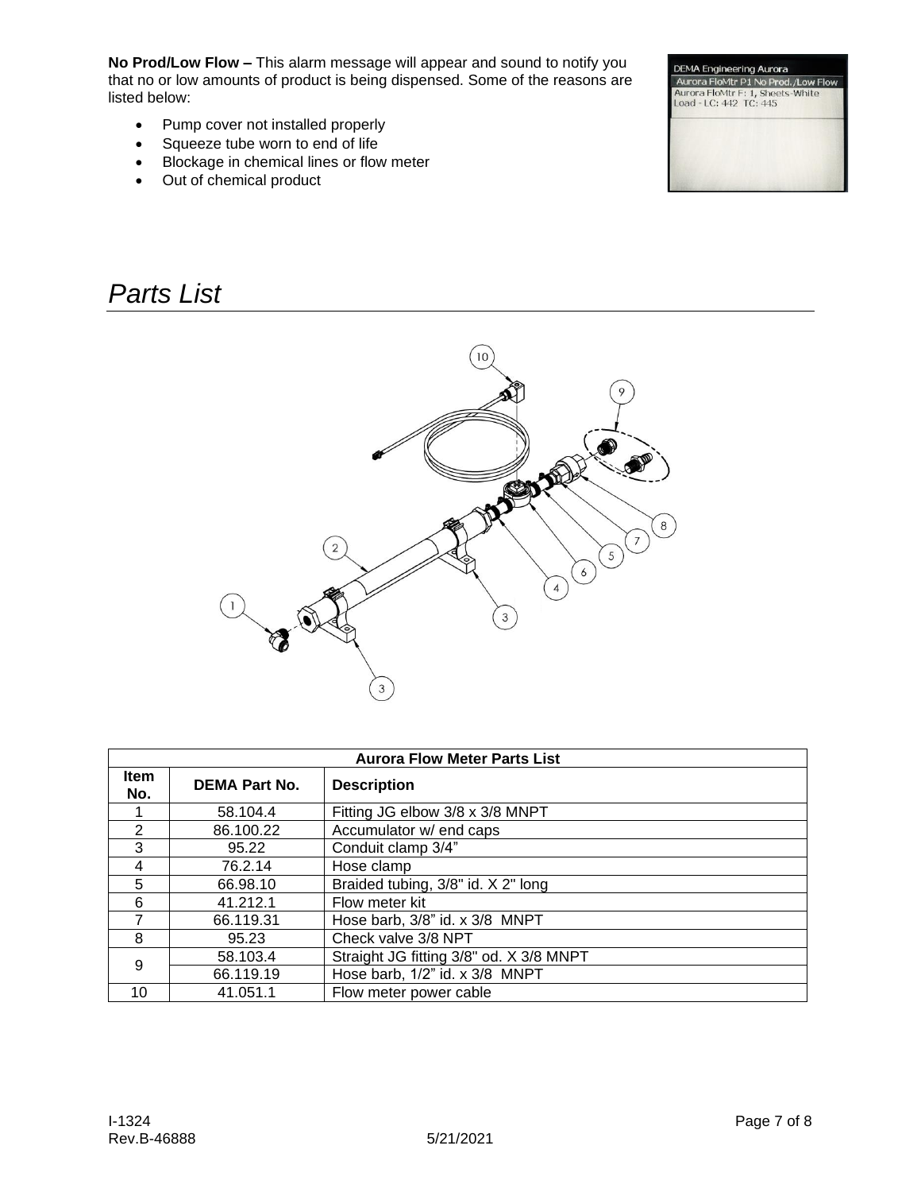**No Prod/Low Flow –** This alarm message will appear and sound to notify you that no or low amounts of product is being dispensed. Some of the reasons are listed below:

- Pump cover not installed properly
- Squeeze tube worn to end of life
- Blockage in chemical lines or flow meter
- Out of chemical product

# *Parts List*

| Aurora Flow Meter Parts List | | |
|---|---|---|
| **Item No.** | **DEMA Part No.** | **Description** |
| 1 | 58.104.4 | Fitting JG elbow 3/8 x 3/8 MNPT |
| 2 | 86.100.22 | Accumulator w/ end caps |
| 3 | 95.22 | Conduit clamp 3/4" |
| 4 | 76.2.14 | Hose clamp |
| 5 | 66.98.10 | Braided tubing, 3/8" id. X 2" long |
| 6 | 41.212.1 | Flow meter kit |
| 7 | 66.119.31 | Hose barb, 3/8" id. x 3/8 MNPT |
| 8 | 95.23 | Check valve 3/8 NPT |
| 9 | 58.103.4 | Straight JG fitting 3/8" od. X 3/8 MNPT |
| | 66.119.19 | Hose barb, 1/2" id. x 3/8 MNPT |
| 10 | 41.051.1 | Flow meter power cable |

I-1324
Rev.B-46888 5/21/2021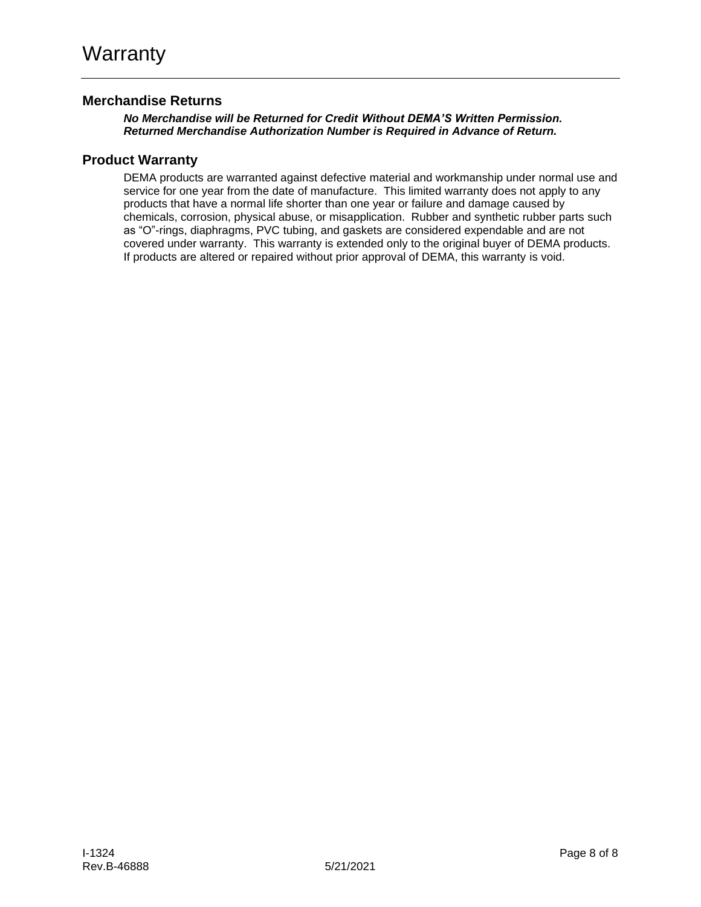# Warranty

## Merchandise Returns

***No Merchandise will be Returned for Credit Without DEMA'S Written Permission. Returned Merchandise Authorization Number is Required in Advance of Return.***

## Product Warranty

DEMA products are warranted against defective material and workmanship under normal use and service for one year from the date of manufacture. This limited warranty does not apply to any products that have a normal life shorter than one year or failure and damage caused by chemicals, corrosion, physical abuse, or misapplication. Rubber and synthetic rubber parts such as "O"-rings, diaphragms, PVC tubing, and gaskets are considered expendable and are not covered under warranty. This warranty is extended only to the original buyer of DEMA products. If products are altered or repaired without prior approval of DEMA, this warranty is void.